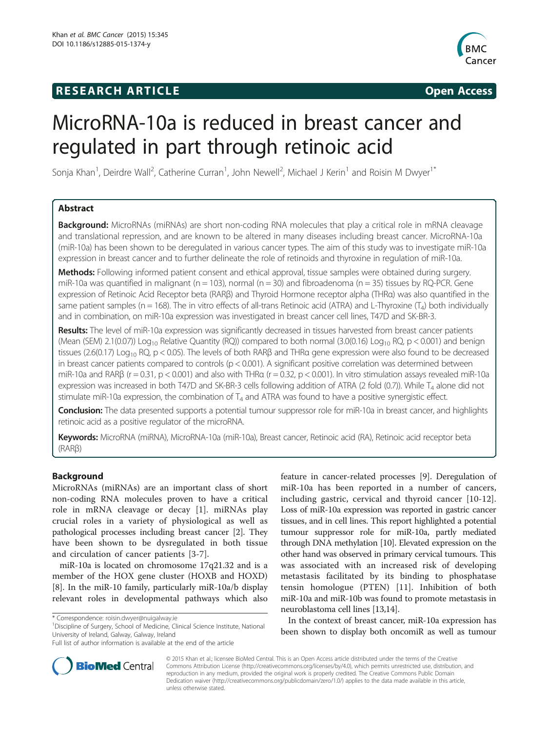RESEARCH ARTICLE

Open Access

# MicroRNA-10a is reduced in breast cancer and regulated in part through retinoic acid

Sonja Khan[1], Deirdre Wall[2], Catherine Curran[1], John Newell[2], Michael J Kerin[1] and Roisin M Dwyer[1*]

## Abstract

**Background:** MicroRNAs (miRNAs) are short non-coding RNA molecules that play a critical role in mRNA cleavage and translational repression, and are known to be altered in many diseases including breast cancer. MicroRNA-10a (miR-10a) has been shown to be deregulated in various cancer types. The aim of this study was to investigate miR-10a expression in breast cancer and to further delineate the role of retinoids and thyroxine in regulation of miR-10a.

**Methods:** Following informed patient consent and ethical approval, tissue samples were obtained during surgery. miR-10a was quantified in malignant (n = 103), normal (n = 30) and fibroadenoma (n = 35) tissues by RQ-PCR. Gene expression of Retinoic Acid Receptor beta (RARβ) and Thyroid Hormone receptor alpha (THRα) was also quantified in the same patient samples (n = 168). The in vitro effects of all-trans Retinoic acid (ATRA) and L-Thyroxine ($T_4$) both individually and in combination, on miR-10a expression was investigated in breast cancer cell lines, T47D and SK-BR-3.

**Results:** The level of miR-10a expression was significantly decreased in tissues harvested from breast cancer patients (Mean (SEM) 2.1(0.07)) $Log_{10}$ Relative Quantity (RQ)) compared to both normal (3.0(0.16) $Log_{10}$ RQ, $p < 0.001$) and benign tissues (2.6(0.17) $Log_{10}$ RQ, $p < 0.05$). The levels of both RARβ and THRα gene expression were also found to be decreased in breast cancer patients compared to controls ($p < 0.001$). A significant positive correlation was determined between miR-10a and RARβ ($r = 0.31$, $p < 0.001$) and also with THRα ($r = 0.32$, $p < 0.001$). In vitro stimulation assays revealed miR-10a expression was increased in both T47D and SK-BR-3 cells following addition of ATRA (2 fold (0.7)). While $T_4$ alone did not stimulate miR-10a expression, the combination of $T_4$ and ATRA was found to have a positive synergistic effect.

**Conclusion:** The data presented supports a potential tumour suppressor role for miR-10a in breast cancer, and highlights retinoic acid as a positive regulator of the microRNA.

**Keywords:** MicroRNA (miRNA), MicroRNA-10a (miR-10a), Breast cancer, Retinoic acid (RA), Retinoic acid receptor beta (RARβ)

## Background

MicroRNAs (miRNAs) are an important class of short non-coding RNA molecules proven to have a critical role in mRNA cleavage or decay [1]. miRNAs play crucial roles in a variety of physiological as well as pathological processes including breast cancer [2]. They have been shown to be dysregulated in both tissue and circulation of cancer patients [3-7].

miR-10a is located on chromosome 17q21.32 and is a member of the HOX gene cluster (HOXB and HOXD) [8]. In the miR-10 family, particularly miR-10a/b display relevant roles in developmental pathways which also feature in cancer-related processes [9]. Deregulation of miR-10a has been reported in a number of cancers, including gastric, cervical and thyroid cancer [10-12]. Loss of miR-10a expression was reported in gastric cancer tissues, and in cell lines. This report highlighted a potential tumour suppressor role for miR-10a, partly mediated through DNA methylation [10]. Elevated expression on the other hand was observed in primary cervical tumours. This was associated with an increased risk of developing metastasis facilitated by its binding to phosphatase tensin homologue (PTEN) [11]. Inhibition of both miR-10a and miR-10b was found to promote metastasis in neuroblastoma cell lines [13,14].

In the context of breast cancer, miR-10a expression has been shown to display both oncomiR as well as tumour

\* Correspondence: roisin.dwyer@nuigalway.ie
[1]Discipline of Surgery, School of Medicine, Clinical Science Institute, National University of Ireland, Galway, Galway, Ireland
Full list of author information is available at the end of the article

© 2015 Khan et al.; licensee BioMed Central. This is an Open Access article distributed under the terms of the Creative Commons Attribution License (http://creativecommons.org/licenses/by/4.0), which permits unrestricted use, distribution, and reproduction in any medium, provided the original work is properly credited. The Creative Commons Public Domain Dedication waiver (http://creativecommons.org/publicdomain/zero/1.0/) applies to the data made available in this article, unless otherwise stated.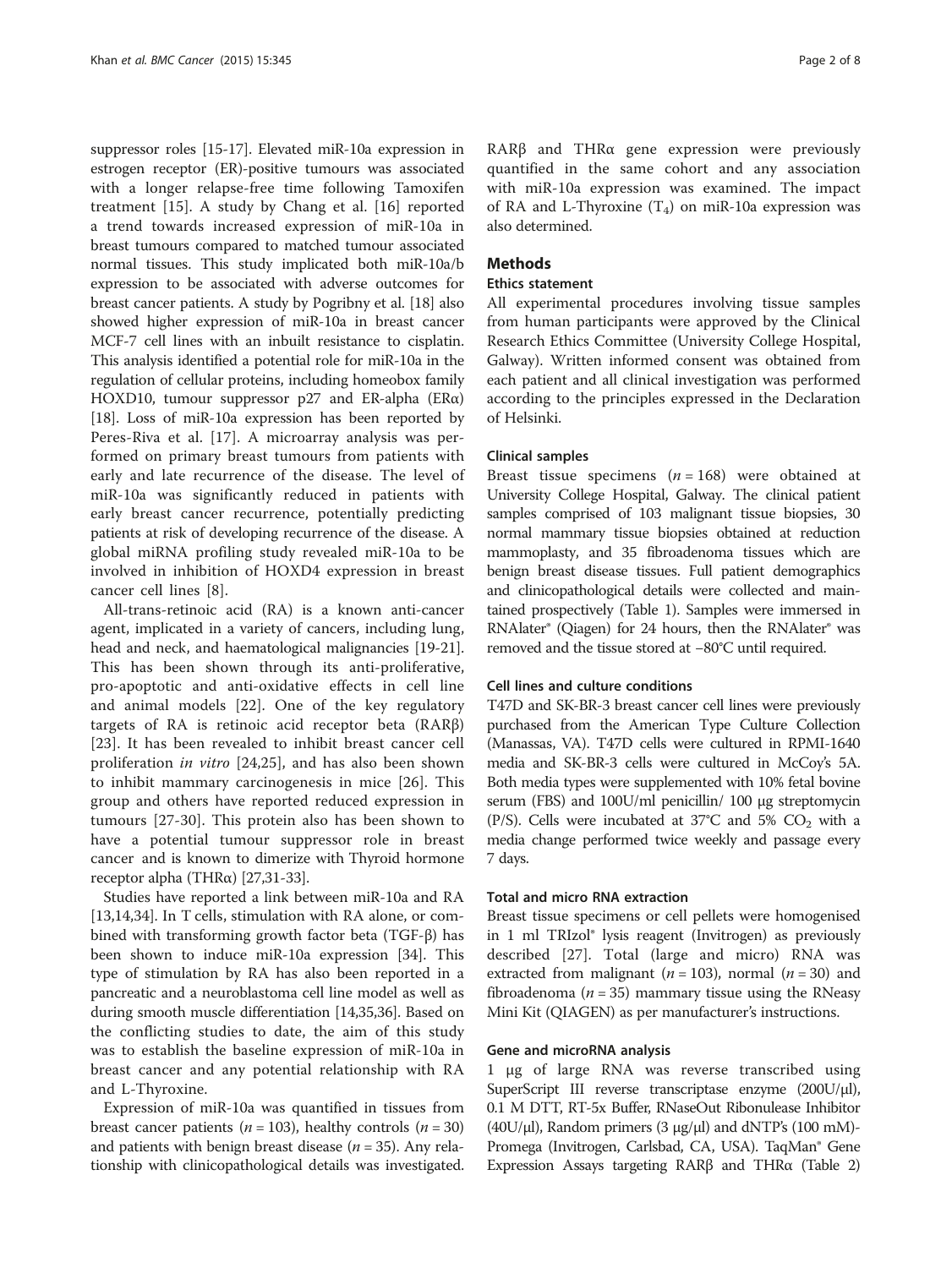suppressor roles [15-17]. Elevated miR-10a expression in estrogen receptor (ER)-positive tumours was associated with a longer relapse-free time following Tamoxifen treatment [15]. A study by Chang et al. [16] reported a trend towards increased expression of miR-10a in breast tumours compared to matched tumour associated normal tissues. This study implicated both miR-10a/b expression to be associated with adverse outcomes for breast cancer patients. A study by Pogribny et al. [18] also showed higher expression of miR-10a in breast cancer MCF-7 cell lines with an inbuilt resistance to cisplatin. This analysis identified a potential role for miR-10a in the regulation of cellular proteins, including homeobox family HOXD10, tumour suppressor p27 and ER-alpha (ERα) [18]. Loss of miR-10a expression has been reported by Peres-Riva et al. [17]. A microarray analysis was performed on primary breast tumours from patients with early and late recurrence of the disease. The level of miR-10a was significantly reduced in patients with early breast cancer recurrence, potentially predicting patients at risk of developing recurrence of the disease. A global miRNA profiling study revealed miR-10a to be involved in inhibition of HOXD4 expression in breast cancer cell lines [8].

All-trans-retinoic acid (RA) is a known anti-cancer agent, implicated in a variety of cancers, including lung, head and neck, and haematological malignancies [19-21]. This has been shown through its anti-proliferative, pro-apoptotic and anti-oxidative effects in cell line and animal models [22]. One of the key regulatory targets of RA is retinoic acid receptor beta (RARβ) [23]. It has been revealed to inhibit breast cancer cell proliferation *in vitro* [24,25], and has also been shown to inhibit mammary carcinogenesis in mice [26]. This group and others have reported reduced expression in tumours [27-30]. This protein also has been shown to have a potential tumour suppressor role in breast cancer and is known to dimerize with Thyroid hormone receptor alpha (THRα) [27,31-33].

Studies have reported a link between miR-10a and RA [13,14,34]. In T cells, stimulation with RA alone, or combined with transforming growth factor beta (TGF-β) has been shown to induce miR-10a expression [34]. This type of stimulation by RA has also been reported in a pancreatic and a neuroblastoma cell line model as well as during smooth muscle differentiation [14,35,36]. Based on the conflicting studies to date, the aim of this study was to establish the baseline expression of miR-10a in breast cancer and any potential relationship with RA and L-Thyroxine.

Expression of miR-10a was quantified in tissues from breast cancer patients ($n = 103$), healthy controls ($n = 30$) and patients with benign breast disease ($n = 35$). Any relationship with clinicopathological details was investigated. RARβ and THRα gene expression were previously quantified in the same cohort and any association with miR-10a expression was examined. The impact of RA and L-Thyroxine ($T_4$) on miR-10a expression was also determined.

## Methods

### Ethics statement

All experimental procedures involving tissue samples from human participants were approved by the Clinical Research Ethics Committee (University College Hospital, Galway). Written informed consent was obtained from each patient and all clinical investigation was performed according to the principles expressed in the Declaration of Helsinki.

### Clinical samples

Breast tissue specimens ($n = 168$) were obtained at University College Hospital, Galway. The clinical patient samples comprised of 103 malignant tissue biopsies, 30 normal mammary tissue biopsies obtained at reduction mammoplasty, and 35 fibroadenoma tissues which are benign breast disease tissues. Full patient demographics and clinicopathological details were collected and maintained prospectively (Table 1). Samples were immersed in RNAlater® (Qiagen) for 24 hours, then the RNAlater® was removed and the tissue stored at −80°C until required.

### Cell lines and culture conditions

T47D and SK-BR-3 breast cancer cell lines were previously purchased from the American Type Culture Collection (Manassas, VA). T47D cells were cultured in RPMI-1640 media and SK-BR-3 cells were cultured in McCoy's 5A. Both media types were supplemented with 10% fetal bovine serum (FBS) and 100U/ml penicillin/ 100 μg streptomycin (P/S). Cells were incubated at 37°C and 5% $CO_2$ with a media change performed twice weekly and passage every 7 days.

### Total and micro RNA extraction

Breast tissue specimens or cell pellets were homogenised in 1 ml TRIzol® lysis reagent (Invitrogen) as previously described [27]. Total (large and micro) RNA was extracted from malignant ($n = 103$), normal ($n = 30$) and fibroadenoma ($n = 35$) mammary tissue using the RNeasy Mini Kit (QIAGEN) as per manufacturer's instructions.

### Gene and microRNA analysis

1 μg of large RNA was reverse transcribed using SuperScript III reverse transcriptase enzyme (200U/μl), 0.1 M DTT, RT-5x Buffer, RNaseOut Ribonulease Inhibitor (40U/μl), Random primers (3 μg/μl) and dNTP's (100 mM)-Promega (Invitrogen, Carlsbad, CA, USA). TaqMan® Gene Expression Assays targeting RARβ and THRα (Table 2)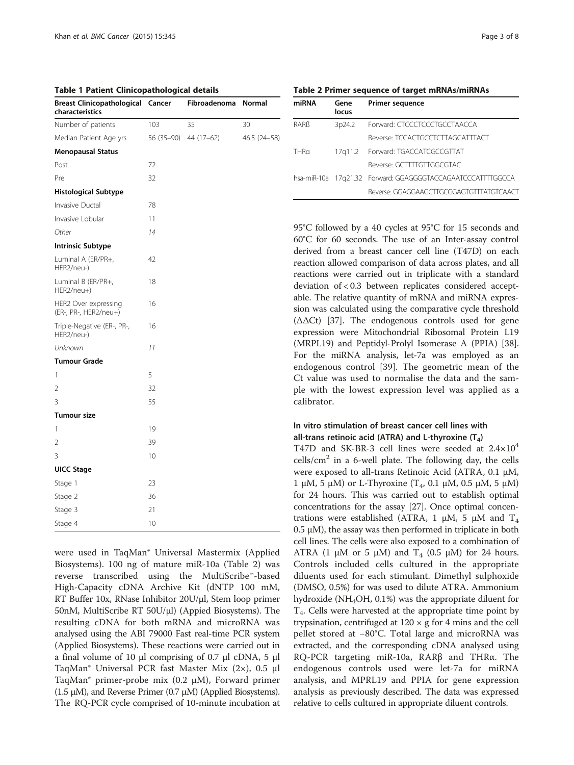**Table 1 Patient Clinicopathological details**

| Breast Clinicopathological characteristics | Cancer | Fibroadenoma | Normal |
|---|---|---|---|
| Number of patients | 103 | 35 | 30 |
| Median Patient Age yrs | 56 (35–90) | 44 (17–62) | 46.5 (24–58) |
| **Menopausal Status** | | | |
| Post | 72 | | |
| Pre | 32 | | |
| **Histological Subtype** | | | |
| Invasive Ductal | 78 | | |
| Invasive Lobular | 11 | | |
| *Other* | *14* | | |
| **Intrinsic Subtype** | | | |
| Luminal A (ER/PR+, HER2/neu-) | 42 | | |
| Luminal B (ER/PR+, HER2/neu+) | 18 | | |
| HER2 Over expressing (ER-, PR-, HER2/neu+) | 16 | | |
| Triple-Negative (ER-, PR-, HER2/neu-) | 16 | | |
| *Unknown* | *11* | | |
| **Tumour Grade** | | | |
| 1 | 5 | | |
| 2 | 32 | | |
| 3 | 55 | | |
| **Tumour size** | | | |
| 1 | 19 | | |
| 2 | 39 | | |
| 3 | 10 | | |
| **UICC Stage** | | | |
| Stage 1 | 23 | | |
| Stage 2 | 36 | | |
| Stage 3 | 21 | | |
| Stage 4 | 10 | | |

were used in TaqMan® Universal Mastermix (Applied Biosystems). 100 ng of mature miR-10a (Table 2) was reverse transcribed using the MultiScribe™-based High-Capacity cDNA Archive Kit (dNTP 100 mM, RT Buffer 10x, RNase Inhibitor 20U/μl, Stem loop primer 50nM, MultiScribe RT 50U/μl) (Appied Biosystems). The resulting cDNA for both mRNA and microRNA was analysed using the ABI 79000 Fast real-time PCR system (Applied Biosystems). These reactions were carried out in a final volume of 10 μl comprising of 0.7 μl cDNA, 5 μl TaqMan® Universal PCR fast Master Mix (2×), 0.5 μl TaqMan® primer-probe mix (0.2 μM), Forward primer (1.5 μM), and Reverse Primer (0.7 μM) (Applied Biosystems). The RQ-PCR cycle comprised of 10-minute incubation at 95°C followed by a 40 cycles at 95°C for 15 seconds and 60°C for 60 seconds. The use of an Inter-assay control derived from a breast cancer cell line (T47D) on each reaction allowed comparison of data across plates, and all reactions were carried out in triplicate with a standard deviation of < 0.3 between replicates considered acceptable. The relative quantity of mRNA and miRNA expression was calculated using the comparative cycle threshold (ΔΔCt) [37]. The endogenous controls used for gene expression were Mitochondrial Ribosomal Protein L19 (MRPL19) and Peptidyl-Prolyl Isomerase A (PPIA) [38]. For the miRNA analysis, let-7a was employed as an endogenous control [39]. The geometric mean of the Ct value was used to normalise the data and the sample with the lowest expression level was applied as a calibrator.

**Table 2 Primer sequence of target mRNAs/miRNAs**

| miRNA | Gene locus | Primer sequence |
|---|---|---|
| RARß | 3p24.2 | Forward: CTCCCTCCCTGCCTAACCA |
| | | Reverse: TCCACTGCCTCTTAGCATTTACT |
| THRα | 17q11.2 | Forward: TGACCATCGCCGTTAT |
| | | Reverse: GCTTTTGTTGGCGTAC |
| hsa-miR-10a | 17q21.32 | Forward: GGAGGGGTACCAGAATCCCATTTTGGCCA |
| | | Reverse: GGAGGAAGCTTGCGGAGTGTTTATGTCAACT |

### In vitro stimulation of breast cancer cell lines with all-trans retinoic acid (ATRA) and L-thyroxine ($T_4$)

T47D and SK-BR-3 cell lines were seeded at $2.4 \times 10^4$ cells/cm$^2$ in a 6-well plate. The following day, the cells were exposed to all-trans Retinoic Acid (ATRA, 0.1 μM, 1 μM, 5 μM) or L-Thyroxine ($T_4$, 0.1 μM, 0.5 μM, 5 μM) for 24 hours. This was carried out to establish optimal concentrations for the assay [27]. Once optimal concentrations were established (ATRA, 1 μM, 5 μM and $T_4$ 0.5 μM), the assay was then performed in triplicate in both cell lines. The cells were also exposed to a combination of ATRA (1 μM or 5 μM) and $T_4$ (0.5 μM) for 24 hours. Controls included cells cultured in the appropriate diluents used for each stimulant. Dimethyl sulphoxide (DMSO, 0.5%) for was used to dilute ATRA. Ammonium hydroxide ($NH_4OH$, 0.1%) was the appropriate diluent for $T_4$. Cells were harvested at the appropriate time point by trypsination, centrifuged at 120 × g for 4 mins and the cell pellet stored at −80°C. Total large and microRNA was extracted, and the corresponding cDNA analysed using RQ-PCR targeting miR-10a, RARβ and THRα. The endogenous controls used were let-7a for miRNA analysis, and MPRL19 and PPIA for gene expression analysis as previously described. The data was expressed relative to cells cultured in appropriate diluent controls.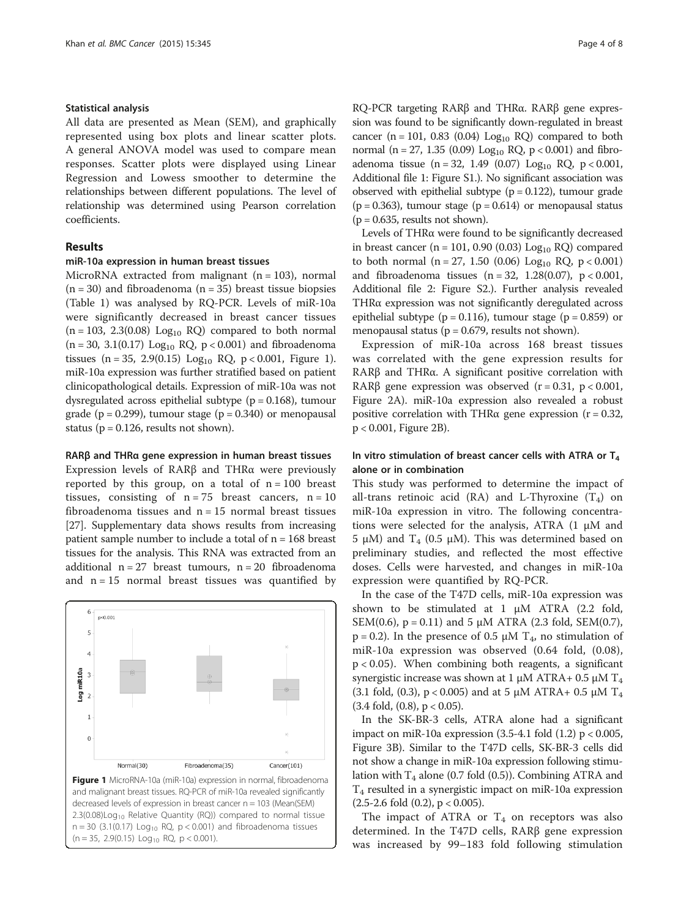### Statistical analysis

All data are presented as Mean (SEM), and graphically represented using box plots and linear scatter plots. A general ANOVA model was used to compare mean responses. Scatter plots were displayed using Linear Regression and Lowess smoother to determine the relationships between different populations. The level of relationship was determined using Pearson correlation coefficients.

## Results

### miR-10a expression in human breast tissues

MicroRNA extracted from malignant (n = 103), normal (n = 30) and fibroadenoma (n = 35) breast tissue biopsies (Table 1) was analysed by RQ-PCR. Levels of miR-10a were significantly decreased in breast cancer tissues (n = 103, 2.3(0.08) $Log_{10}$ RQ) compared to both normal (n = 30, 3.1(0.17) $Log_{10}$ RQ, $p < 0.001$) and fibroadenoma tissues (n = 35, 2.9(0.15) $Log_{10}$ RQ, $p < 0.001$, Figure 1). miR-10a expression was further stratified based on patient clinicopathological details. Expression of miR-10a was not dysregulated across epithelial subtype ($p = 0.168$), tumour grade ($p = 0.299$), tumour stage ($p = 0.340$) or menopausal status ($p = 0.126$, results not shown).

### RARβ and THRα gene expression in human breast tissues

Expression levels of RARβ and THRα were previously reported by this group, on a total of n = 100 breast tissues, consisting of n = 75 breast cancers, n = 10 fibroadenoma tissues and n = 15 normal breast tissues [27]. Supplementary data shows results from increasing patient sample number to include a total of n = 168 breast tissues for the analysis. This RNA was extracted from an additional n = 27 breast tumours, n = 20 fibroadenoma and n = 15 normal breast tissues was quantified by RQ-PCR targeting RARβ and THRα. RARβ gene expression was found to be significantly down-regulated in breast cancer (n = 101, 0.83 (0.04) $Log_{10}$ RQ) compared to both normal (n = 27, 1.35 (0.09) $Log_{10}$ RQ, $p < 0.001$) and fibroadenoma tissue (n = 32, 1.49 (0.07) $Log_{10}$ RQ, $p < 0.001$, Additional file 1: Figure S1.). No significant association was observed with epithelial subtype ($p = 0.122$), tumour grade ($p = 0.363$), tumour stage ($p = 0.614$) or menopausal status ($p = 0.635$, results not shown).

Levels of THRα were found to be significantly decreased in breast cancer (n = 101, 0.90 (0.03) $Log_{10}$ RQ) compared to both normal (n = 27, 1.50 (0.06) $Log_{10}$ RQ, $p < 0.001$) and fibroadenoma tissues (n = 32, 1.28(0.07), $p < 0.001$, Additional file 2: Figure S2.). Further analysis revealed THRα expression was not significantly deregulated across epithelial subtype ($p = 0.116$), tumour stage ($p = 0.859$) or menopausal status ($p = 0.679$, results not shown).

Expression of miR-10a across 168 breast tissues was correlated with the gene expression results for RARβ and THRα. A significant positive correlation with RARβ gene expression was observed ($r = 0.31$, $p < 0.001$, Figure 2A). miR-10a expression also revealed a robust positive correlation with THRα gene expression ($r = 0.32$, $p < 0.001$, Figure 2B).

**Figure 1** MicroRNA-10a (miR-10a) expression in normal, fibroadenoma and malignant breast tissues. RQ-PCR of miR-10a revealed significantly decreased levels of expression in breast cancer n = 103 (Mean(SEM) 2.3(0.08)$Log_{10}$ Relative Quantity (RQ)) compared to normal tissue n = 30 (3.1(0.17) $Log_{10}$ RQ, $p < 0.001$) and fibroadenoma tissues (n = 35, 2.9(0.15) $Log_{10}$ RQ, $p < 0.001$).

### In vitro stimulation of breast cancer cells with ATRA or $T_4$ alone or in combination

This study was performed to determine the impact of all-trans retinoic acid (RA) and L-Thyroxine ($T_4$) on miR-10a expression in vitro. The following concentrations were selected for the analysis, ATRA (1 μM and 5 μM) and $T_4$ (0.5 μM). This was determined based on preliminary studies, and reflected the most effective doses. Cells were harvested, and changes in miR-10a expression were quantified by RQ-PCR.

In the case of the T47D cells, miR-10a expression was shown to be stimulated at 1 μM ATRA (2.2 fold, SEM(0.6), $p = 0.11$) and 5 μM ATRA (2.3 fold, SEM(0.7), $p = 0.2$). In the presence of 0.5 μM $T_4$, no stimulation of miR-10a expression was observed (0.64 fold, (0.08), $p < 0.05$). When combining both reagents, a significant synergistic increase was shown at 1 μM ATRA+ 0.5 μM $T_4$ (3.1 fold, (0.3), $p < 0.005$) and at 5 μM ATRA+ 0.5 μM $T_4$ (3.4 fold, (0.8), $p < 0.05$).

In the SK-BR-3 cells, ATRA alone had a significant impact on miR-10a expression (3.5-4.1 fold (1.2) $p < 0.005$, Figure 3B). Similar to the T47D cells, SK-BR-3 cells did not show a change in miR-10a expression following stimulation with $T_4$ alone (0.7 fold (0.5)). Combining ATRA and $T_4$ resulted in a synergistic impact on miR-10a expression (2.5-2.6 fold (0.2), $p < 0.005$).

The impact of ATRA or $T_4$ on receptors was also determined. In the T47D cells, RARβ gene expression was increased by 99–183 fold following stimulation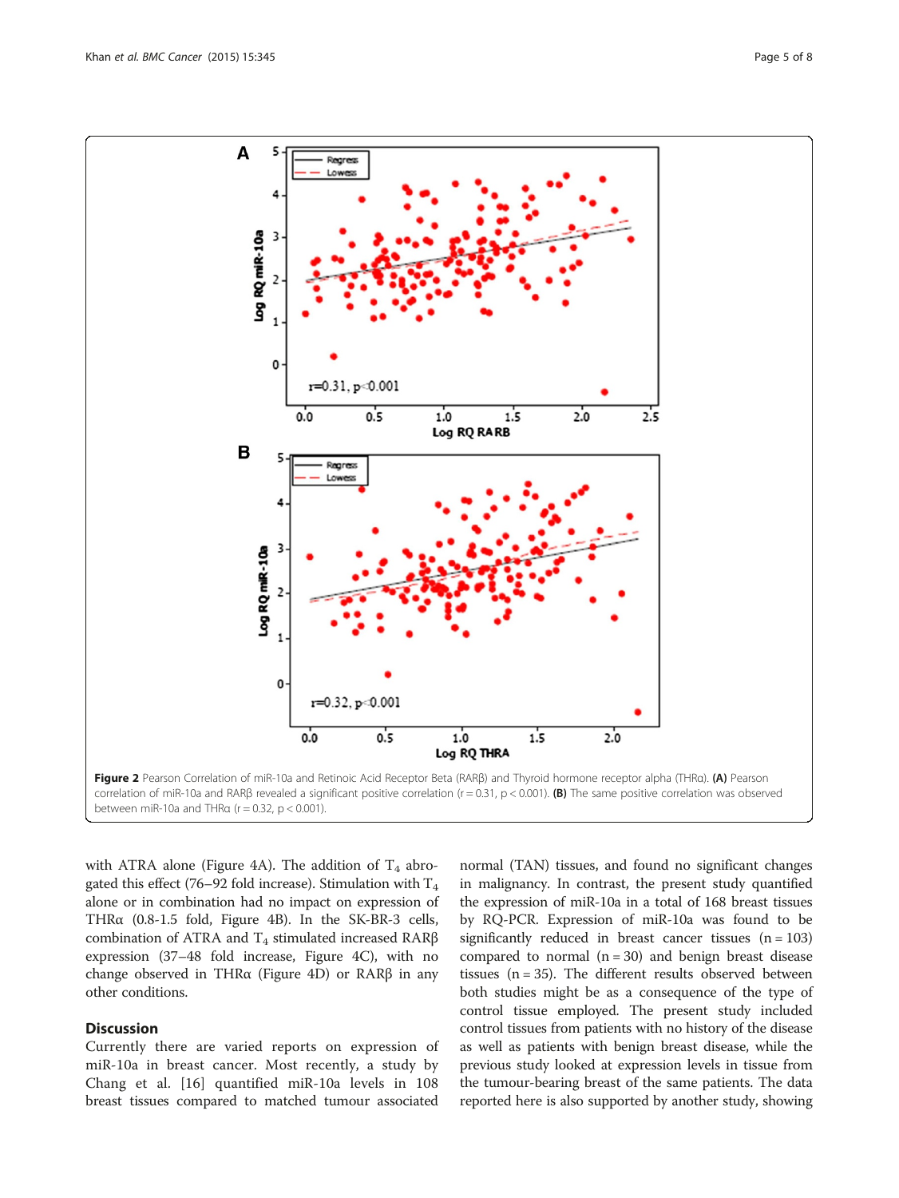**Figure 2** Pearson Correlation of miR-10a and Retinoic Acid Receptor Beta (RARβ) and Thyroid hormone receptor alpha (THRα). **(A)** Pearson correlation of miR-10a and RARβ revealed a significant positive correlation (r = 0.31, p < 0.001). **(B)** The same positive correlation was observed between miR-10a and THRα (r = 0.32, p < 0.001).

with ATRA alone (Figure 4A). The addition of $T_4$ abrogated this effect (76–92 fold increase). Stimulation with $T_4$ alone or in combination had no impact on expression of THRα (0.8-1.5 fold, Figure 4B). In the SK-BR-3 cells, combination of ATRA and $T_4$ stimulated increased RARβ expression (37–48 fold increase, Figure 4C), with no change observed in THRα (Figure 4D) or RARβ in any other conditions.

## Discussion

Currently there are varied reports on expression of miR-10a in breast cancer. Most recently, a study by Chang et al. [16] quantified miR-10a levels in 108 breast tissues compared to matched tumour associated normal (TAN) tissues, and found no significant changes in malignancy. In contrast, the present study quantified the expression of miR-10a in a total of 168 breast tissues by RQ-PCR. Expression of miR-10a was found to be significantly reduced in breast cancer tissues (n = 103) compared to normal (n = 30) and benign breast disease tissues (n = 35). The different results observed between both studies might be as a consequence of the type of control tissue employed. The present study included control tissues from patients with no history of the disease as well as patients with benign breast disease, while the previous study looked at expression levels in tissue from the tumour-bearing breast of the same patients. The data reported here is also supported by another study, showing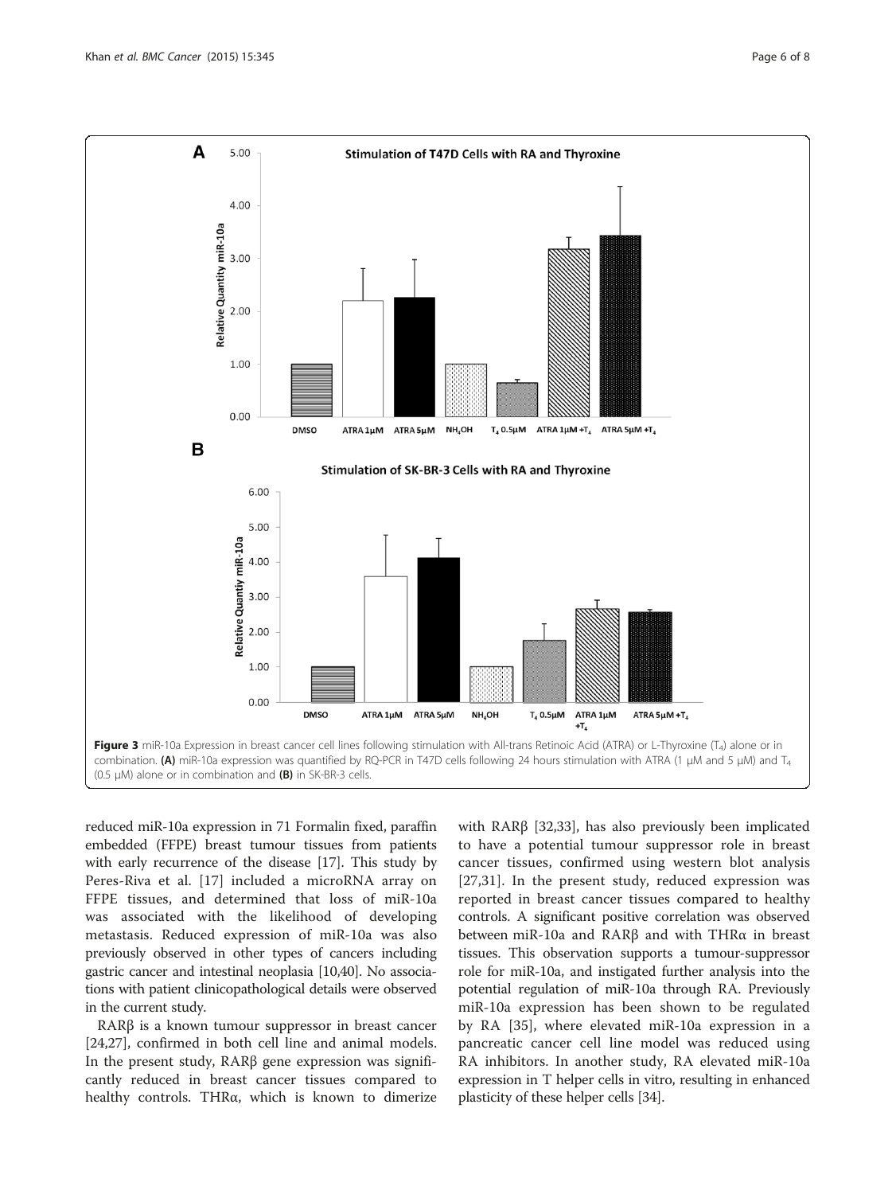**Figure 3** miR-10a Expression in breast cancer cell lines following stimulation with All-trans Retinoic Acid (ATRA) or L-Thyroxine ($T_4$) alone or in combination. **(A)** miR-10a expression was quantified by RQ-PCR in T47D cells following 24 hours stimulation with ATRA (1 μM and 5 μM) and $T_4$ (0.5 μM) alone or in combination and **(B)** in SK-BR-3 cells.

reduced miR-10a expression in 71 Formalin fixed, paraffin embedded (FFPE) breast tumour tissues from patients with early recurrence of the disease [17]. This study by Peres-Riva et al. [17] included a microRNA array on FFPE tissues, and determined that loss of miR-10a was associated with the likelihood of developing metastasis. Reduced expression of miR-10a was also previously observed in other types of cancers including gastric cancer and intestinal neoplasia [10,40]. No associations with patient clinicopathological details were observed in the current study.

RARβ is a known tumour suppressor in breast cancer [24,27], confirmed in both cell line and animal models. In the present study, RARβ gene expression was significantly reduced in breast cancer tissues compared to healthy controls. THRα, which is known to dimerize with RARβ [32,33], has also previously been implicated to have a potential tumour suppressor role in breast cancer tissues, confirmed using western blot analysis [27,31]. In the present study, reduced expression was reported in breast cancer tissues compared to healthy controls. A significant positive correlation was observed between miR-10a and RARβ and with THRα in breast tissues. This observation supports a tumour-suppressor role for miR-10a, and instigated further analysis into the potential regulation of miR-10a through RA. Previously miR-10a expression has been shown to be regulated by RA [35], where elevated miR-10a expression in a pancreatic cancer cell line model was reduced using RA inhibitors. In another study, RA elevated miR-10a expression in T helper cells in vitro, resulting in enhanced plasticity of these helper cells [34].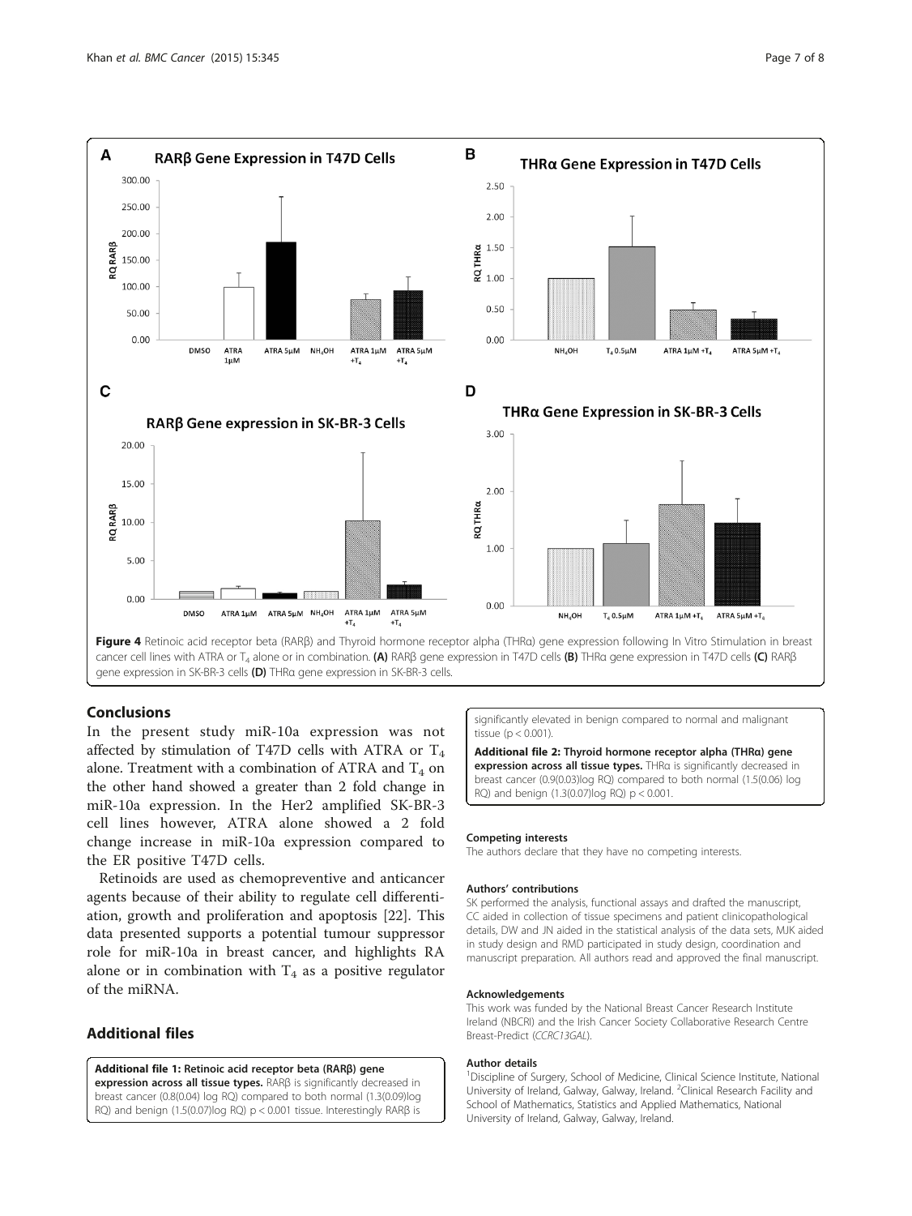Figure 4 Retinoic acid receptor beta (RARβ) and Thyroid hormone receptor alpha (THRα) gene expression following In Vitro Stimulation in breast cancer cell lines with ATRA or $T_4$ alone or in combination. **(A)** RARβ gene expression in T47D cells **(B)** THRα gene expression in T47D cells **(C)** RARβ gene expression in SK-BR-3 cells **(D)** THRα gene expression in SK-BR-3 cells.

## Conclusions

In the present study miR-10a expression was not affected by stimulation of T47D cells with ATRA or $T_4$ alone. Treatment with a combination of ATRA and $T_4$ on the other hand showed a greater than 2 fold change in miR-10a expression. In the Her2 amplified SK-BR-3 cell lines however, ATRA alone showed a 2 fold change increase in miR-10a expression compared to the ER positive T47D cells.

Retinoids are used as chemopreventive and anticancer agents because of their ability to regulate cell differentiation, growth and proliferation and apoptosis [22]. This data presented supports a potential tumour suppressor role for miR-10a in breast cancer, and highlights RA alone or in combination with $T_4$ as a positive regulator of the miRNA.

## Additional files

**Additional file 1: Retinoic acid receptor beta (RARβ) gene expression across all tissue types.** RARβ is significantly decreased in breast cancer (0.8(0.04) log RQ) compared to both normal (1.3(0.09)log RQ) and benign (1.5(0.07)log RQ) $p < 0.001$ tissue. Interestingly RARβ is significantly elevated in benign compared to normal and malignant tissue ($p < 0.001$).

**Additional file 2: Thyroid hormone receptor alpha (THRα) gene expression across all tissue types.** THRα is significantly decreased in breast cancer (0.9(0.03)log RQ) compared to both normal (1.5(0.06) log RQ) and benign (1.3(0.07)log RQ) $p < 0.001$.

#### Competing interests

The authors declare that they have no competing interests.

#### Authors' contributions

SK performed the analysis, functional assays and drafted the manuscript, CC aided in collection of tissue specimens and patient clinicopathological details, DW and JN aided in the statistical analysis of the data sets, MJK aided in study design and RMD participated in study design, coordination and manuscript preparation. All authors read and approved the final manuscript.

#### Acknowledgements

This work was funded by the National Breast Cancer Research Institute Ireland (NBCRI) and the Irish Cancer Society Collaborative Research Centre Breast-Predict (*CCRC13GAL*).

#### Author details

[1]Discipline of Surgery, School of Medicine, Clinical Science Institute, National University of Ireland, Galway, Galway, Ireland. [2]Clinical Research Facility and School of Mathematics, Statistics and Applied Mathematics, National University of Ireland, Galway, Galway, Ireland.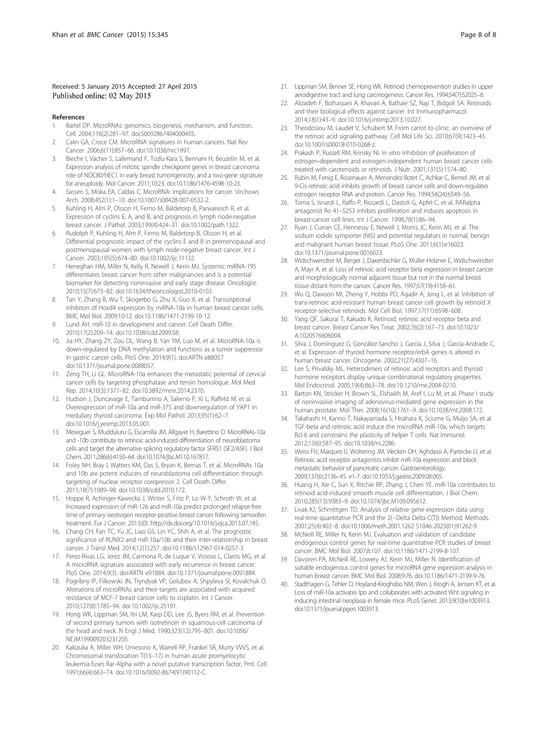Received: 5 January 2015 Accepted: 27 April 2015
Published online: 02 May 2015

## References

1. Bartel DP. MicroRNAs: genomics, biogenesis, mechanism, and function. Cell. 2004;116(2):281–97. doi:S0092867404000455.
2. Calin GA, Croce CM. MicroRNA signatures in human cancers. Nat Rev Cancer. 2006;6(11):857–66. doi:10.1038/nrc1997.
3. Bieche I, Vacher S, Lallemand F, Tozlu-Kara S, Bennani H, Beuzelin M, et al. Expression analysis of mitotic spindle checkpoint genes in breast carcinoma: role of NDC80/HEC1 in early breast tumorigenicity, and a two-gene signature for aneuploidy. Mol Cancer. 2011;10:23. doi:10.1186/1476-4598-10-23.
4. Sassen S, Miska EA, Caldas C. MicroRNA: implications for cancer. Virchows Arch. 2008;452(1):1–10. doi:10.1007/s00428-007-0532-2.
5. Kuhling H, Alm P, Olsson H, Ferno M, Baldetorp B, Parwaresch R, et al. Expression of cyclins E, A, and B, and prognosis in lymph node-negative breast cancer. J Pathol. 2003;199(4):424–31. doi:10.1002/path.1322.
6. Rudolph P, Kuhling H, Alm P, Ferno M, Baldetorp B, Olsson H, et al. Differential prognostic impact of the cyclins E and B in premenopausal and postmenopausal women with lymph node-negative breast cancer. Int J Cancer. 2003;105(5):674–80. doi:10.1002/ijc.11132.
7. Heneghan HM, Miller N, Kelly R, Newell J, Kerin MJ. Systemic miRNA-195 differentiates breast cancer from other malignancies and is a potential biomarker for detecting noninvasive and early stage disease. Oncologist. 2010;15(7):673–82. doi:10.1634/theoncologist.2010-0103.
8. Tan Y, Zhang B, Wu T, Skogerbo G, Zhu X, Guo X, et al. Transcriptional inhibiton of Hoxd4 expression by miRNA-10a in human breast cancer cells. BMC Mol Biol. 2009;10:12. doi:10.1186/1471-2199-10-12.
9. Lund AH. miR-10 in development and cancer. Cell Death Differ. 2010;17(2):209–14. doi:10.1038/cdd.2009.58.
10. Jia HY, Zhang ZY, Zou DL, Wang B, Yan YM, Luo M, et al. MicroRNA-10a is down-regulated by DNA methylation and functions as a tumor suppressor in gastric cancer cells. PloS One. 2014;9(1). doi:ARTN e88057 doi:10.1371/journal.pone.0088057.
11. Zeng TH, Li GL. MicroRNA-10a enhances the metastatic potential of cervical cancer cells by targeting phosphatase and tensin homologue. Mol Med Rep. 2014;10(3):1377–82. doi:10.3892/mmr.2014.2370.
12. Hudson J, Duncavage E, Tamburrino A, Salerno P, Xi L, Raffeld M, et al. Overexpression of miR-10a and miR-375 and downregulation of YAP1 in medullary thyroid carcinoma. Exp Mol Pathol. 2013;95(1):62–7. doi:10.1016/j.yexmp.2013.05.001.
13. Meseguer S, Mudduluru G, Escamilla JM, Allgayer H, Barettino D. MicroRNAs-10a and -10b contribute to retinoic acid-induced differentiation of neuroblastoma cells and target the alternative splicing regulatory factor SFRS1 (SF2/ASF). J Biol Chem. 2011;286(6):4150–64. doi:10.1074/jbc.M110.167817.
14. Foley NH, Bray I, Watters KM, Das S, Bryan K, Bernas T, et al. MicroRNAs 10a and 10b are potent inducers of neuroblastoma cell differentiation through targeting of nuclear receptor corepressor 2. Cell Death Differ. 2011;18(7):1089–98. doi:10.1038/cdd.2010.172.
15. Hoppe R, Achinger-Kawecka J, Winter S, Fritz P, Lo W-Y, Schroth W, et al. Increased expression of miR-126 and miR-10a predict prolonged relapse-free time of primary oestrogen receptor-positive breast cancer following tamoxifen treatment. Eur J Cancer. 2013;(0). http://dx.doi.org/10.1016/j.ejca.2013.07.145.
16. Chang CH, Fan TC, Yu JC, Liao GS, Lin YC, Shih A, et al. The prognostic significance of RUNX2 and miR-10a/10b and their inter-relationship in breast cancer. J Transl Med. 2014;12(1):257. doi:10.1186/s12967-014-0257-3.
17. Perez-Rivas LG, Jerez JM, Carmona R, de Luque V, Vicioso L, Claros MG, et al. A microRNA signature associated with early recurrence in breast cancer. PloS One. 2014;9(3). doi:ARTN e91884. doi:10.1371/journal.pone.0091884.
18. Pogribny IP, Filkowski JN, Tryndyak VP, Golubov A, Shpyleva SI, Kovalchuk O. Alterations of microRNAs and their targets are associated with acquired resistance of MCF-7 breast cancer cells to cisplatin. Int J Cancer. 2010;127(8):1785–94. doi:10.1002/ijc.25191.
19. Hong WK, Lippman SM, Itri LM, Karp DD, Lee JS, Byers RM, et al. Prevention of second primary tumors with isotretinoin in squamous-cell carcinoma of the head and neck. N Engl J Med. 1990;323(12):795–801. doi:10.1056/NEJM199009203231205.
20. Kakizuka A, Miller WH, Umesono K, Warrell RP, Frankel SR, Murty VVVS, et al. Chromosomal translocation T(15–17) in human acute promyelocytic leukemia fuses Rar-Alpha with a novel putative transcription factor, Pml. Cell. 1991;66(4):663–74. doi:10.1016/0092-8674(91)90112-C.
21. Lippman SM, Benner SE, Hong WK. Retinoid chemoprevention studies in upper aerodigestive tract and lung carcinogenesis. Cancer Res. 1994;54(7):S2025–8.
22. Alizadeh F, Bolhassani A, Khavari A, Bathaie SZ, Naji T, Bidgoli SA. Retinoids and their biological effects against cancer. Int Immunopharmacol. 2014;18(1):43–9. doi:10.1016/j.intimp.2013.10.027.
23. Theodosiou M, Laudet V, Schubert M. From carrot to clinic: an overview of the retinoic acid signaling pathway. Cell Mol Life Sci. 2010;67(9):1423–45. doi:10.1007/s00018-010-0268-z.
24. Prakash P, Russell RM, Krinsky NI. In vitro inhibition of proliferation of estrogen-dependent and estrogen-independent human breast cancer cells treated with carotenoids or retinoids. J Nutr. 2001;131(5):1574–80.
25. Rubin M, Fenig E, Rosenauer A, Menendez-Botet C, Achkar C, Bentel JM, et al. 9-Cis retinoic acid inhibits growth of breast cancer cells and down-regulates estrogen receptor RNA and protein. Cancer Res. 1994;54(24):6549–56.
26. Toma S, Isnardi L, Raffo P, Riccardi L, Dastoli G, Apfel C, et al. RARalpha antagonist Ro 41–5253 inhibits proliferation and induces apoptosis in breast-cancer cell lines. Int J Cancer. 1998;78(1):86–94.
27. Ryan J, Curran CE, Hennessy E, Newell J, Morris JC, Kerin MJ, et al. The sodium iodide symporter (NIS) and potential regulators in normal, benign and malignant human breast tissue. PLoS One. 2011;6(1):e16023. doi:10.1371/journal.pone.0016023.
28. Widschwendter M, Berger J, Daxenbichler G, Muller-Holzner E, Widschwendter A, Mayr A, et al. Loss of retinoic acid receptor beta expression in breast cancer and morphologically normal adjacent tissue but not in the normal breast tissue distant from the cancer. Cancer Res. 1997;57(19):4158–61.
29. Wu Q, Dawson MI, Zheng Y, Hobbs PD, Agadir A, Jong L, et al. Inhibition of trans-retinoic acid-resistant human breast cancer cell growth by retinoid X receptor-selective retinoids. Mol Cell Biol. 1997;17(11):6598–608.
30. Yang QF, Sakurai T, Kakudo K. Retinoid, retinoic acid receptor beta and breast cancer. Breast Cancer Res Treat. 2002;76(2):167–73. doi:10.1023/A:1020576606004.
31. Silva J, Domínguez G, González-Sancho J, García J, Silva J, García-Andrade C, et al. Expression of thyroid hormone receptor/erbA genes is altered in human breast cancer. Oncogene. 2002;21(27):4307–16.
32. Lee S, Privalsky ML. Heterodimers of retinoic acid receptors and thyroid hormone receptors display unique combinatorial regulatory properties. Mol Endocrinol. 2005;19(4):863–78. doi:10.1210/me.2004-0210.
33. Barton KN, Stricker H, Brown SL, Elshaikh M, Aref I, Lu M, et al. Phase I study of noninvasive imaging of adenovirus-mediated gene expression in the human prostate. Mol Ther. 2008;16(10):1761–9. doi:10.1038/mt.2008.172.
34. Takahashi H, Kanno T, Nakayamada S, Hirahara K, Sciume G, Muljo SA, et al. TGF-beta and retinoic acid induce the microRNA miR-10a, which targets Bcl-6 and constrains the plasticity of helper T cells. Nat Immunol. 2012;13(6):587–95. doi:10.1038/ni.2286.
35. Weiss FU, Marques IJ, Woltering JM, Vlecken DH, Aghdassi A, Partecke LI, et al. Retinoic acid receptor antagonists inhibit miR-10a expression and block metastatic behavior of pancreatic cancer. Gastroenterology. 2009;137(6):2136–45. e1-7. doi:10.1053/j.gastro.2009.08.065.
36. Huang H, Xie C, Sun X, Ritchie RP, Zhang J, Chen YE. miR-10a contributes to retinoid acid-induced smooth muscle cell differentiation. J Biol Chem. 2010;285(13):9383–9. doi:10.1074/jbc.M109.095612.
37. Livak KJ, Schmittgen TD. Analysis of relative gene expression data using real-time quantitative PCR and the 2(−Delta Delta C(T)) Method. Methods. 2001;25(4):402–8. doi:10.1006/meth.2001.1262 S1046-2023(01)91262-9.
38. McNeill RE, Miller N, Kerin MJ. Evaluation and validation of candidate endogenous control genes for real-time quantitative PCR studies of breast cancer. BMC Mol Biol. 2007;8:107. doi:10.1186/1471-2199-8-107.
39. Davoren PA, McNeill RE, Lowery AJ, Kerin MJ, Miller N. Identification of suitable endogenous control genes for microRNA gene expression analysis in human breast cancer. BMC Mol Biol. 2008;9:76. doi:10.1186/1471-2199-9-76.
40. Stadthagen G, Tehler D, Hoyland-Kroghsbo NM, Wen J, Krogh A, Jensen KT, et al. Loss of miR-10a activates lpo and collaborates with activated Wnt signaling in inducing intestinal neoplasia in female mice. PLoS Genet. 2013;9(10):e1003913. doi:10.1371/journal.pgen.1003913.